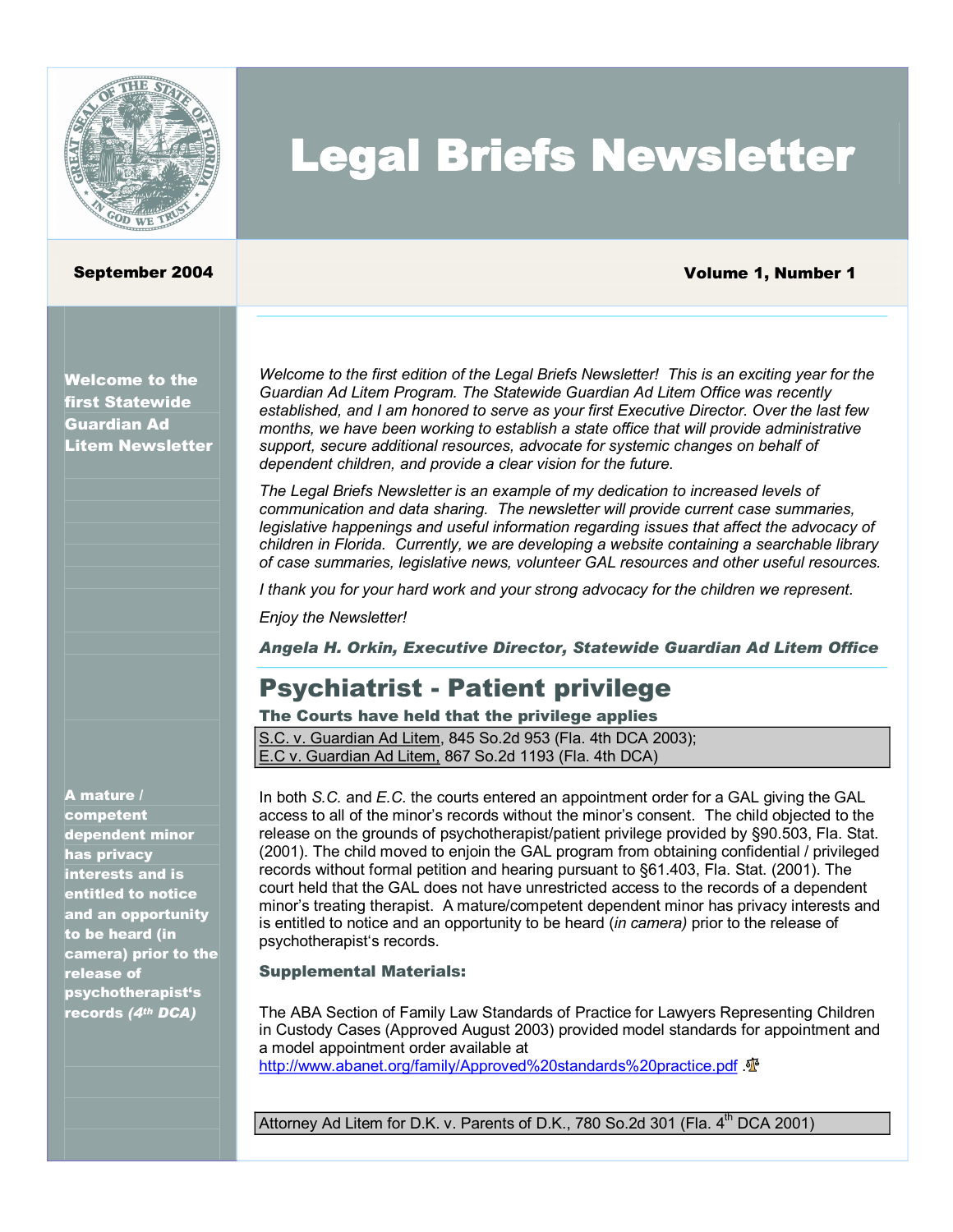# Legal Briefs Newsletter

**September 2004** **Volume 1, Number 1**

**Welcome to the first Statewide Guardian Ad Litem Newsletter**

*Welcome to the first edition of the Legal Briefs Newsletter! This is an exciting year for the Guardian Ad Litem Program. The Statewide Guardian Ad Litem Office was recently established, and I am honored to serve as your first Executive Director. Over the last few months, we have been working to establish a state office that will provide administrative support, secure additional resources, advocate for systemic changes on behalf of dependent children, and provide a clear vision for the future.*

*The Legal Briefs Newsletter is an example of my dedication to increased levels of communication and data sharing. The newsletter will provide current case summaries, legislative happenings and useful information regarding issues that affect the advocacy of children in Florida. Currently, we are developing a website containing a searchable library of case summaries, legislative news, volunteer GAL resources and other useful resources.*

*I thank you for your hard work and your strong advocacy for the children we represent.*

*Enjoy the Newsletter!*

***Angela H. Orkin, Executive Director, Statewide Guardian Ad Litem Office***

## Psychiatrist - Patient privilege

### The Courts have held that the privilege applies

S.C. v. Guardian Ad Litem, 845 So.2d 953 (Fla. 4th DCA 2003);
E.C v. Guardian Ad Litem, 867 So.2d 1193 (Fla. 4th DCA)

**A mature / competent dependent minor has privacy interests and is entitled to notice and an opportunity to be heard (in camera) prior to the release of psychotherapist's records *(4th DCA)***

In both *S.C.* and *E.C.* the courts entered an appointment order for a GAL giving the GAL access to all of the minor's records without the minor's consent. The child objected to the release on the grounds of psychotherapist/patient privilege provided by §90.503, Fla. Stat. (2001). The child moved to enjoin the GAL program from obtaining confidential / privileged records without formal petition and hearing pursuant to §61.403, Fla. Stat. (2001). The court held that the GAL does not have unrestricted access to the records of a dependent minor's treating therapist. A mature/competent dependent minor has privacy interests and is entitled to notice and an opportunity to be heard (*in camera*) prior to the release of psychotherapist's records.

### Supplemental Materials:

The ABA Section of Family Law Standards of Practice for Lawyers Representing Children in Custody Cases (Approved August 2003) provided model standards for appointment and a model appointment order available at http://www.abanet.org/family/Approved%20standards%20practice.pdf .

Attorney Ad Litem for D.K. v. Parents of D.K., 780 So.2d 301 (Fla. 4th DCA 2001)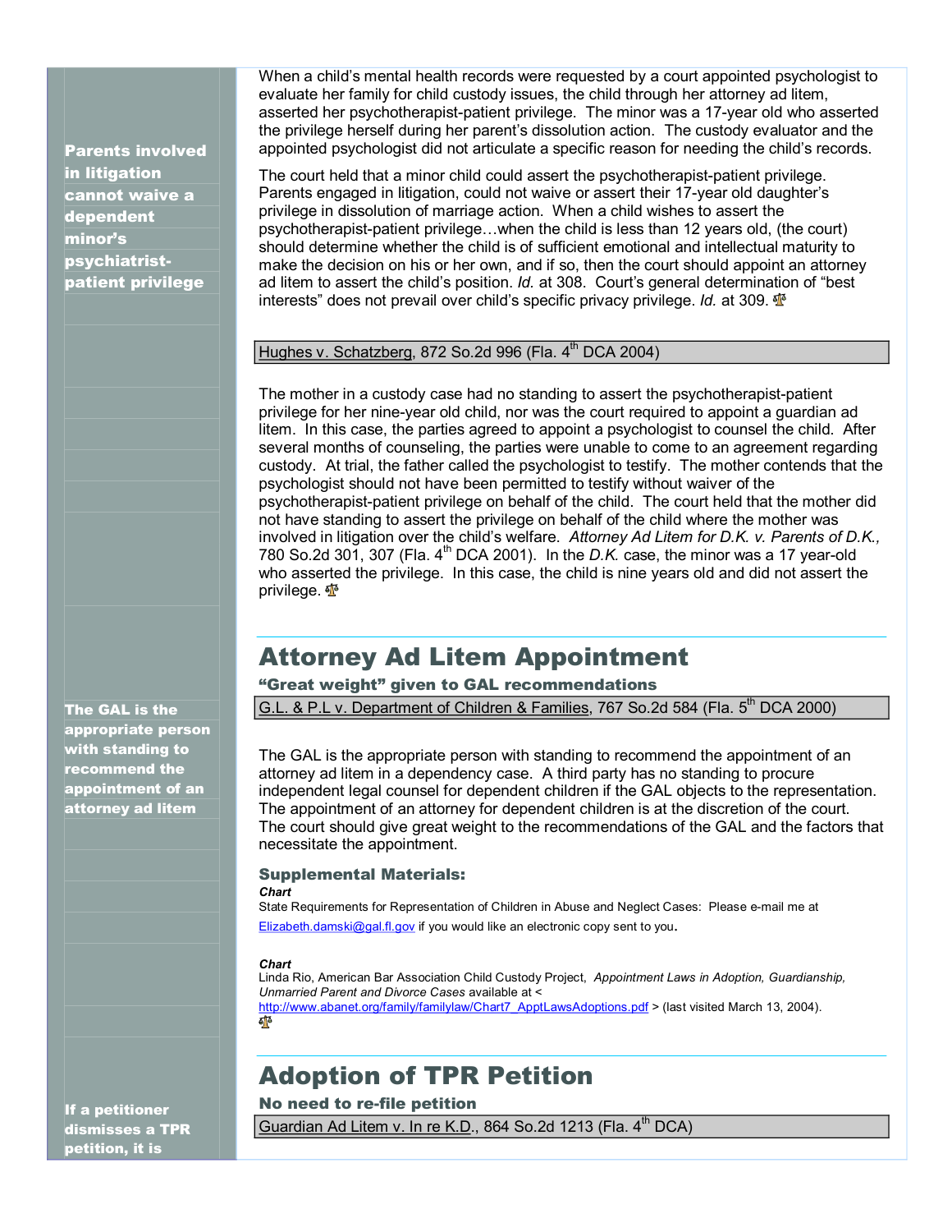**Parents involved in litigation cannot waive a dependent minor's psychiatrist-patient privilege**

When a child's mental health records were requested by a court appointed psychologist to evaluate her family for child custody issues, the child through her attorney ad litem, asserted her psychotherapist-patient privilege. The minor was a 17-year old who asserted the privilege herself during her parent's dissolution action. The custody evaluator and the appointed psychologist did not articulate a specific reason for needing the child's records.

The court held that a minor child could assert the psychotherapist-patient privilege. Parents engaged in litigation, could not waive or assert their 17-year old daughter's privilege in dissolution of marriage action. When a child wishes to assert the psychotherapist-patient privilege…when the child is less than 12 years old, (the court) should determine whether the child is of sufficient emotional and intellectual maturity to make the decision on his or her own, and if so, then the court should appoint an attorney ad litem to assert the child's position. *Id.* at 308. Court's general determination of "best interests" does not prevail over child's specific privacy privilege. *Id.* at 309.

Hughes v. Schatzberg, 872 So.2d 996 (Fla. 4th DCA 2004)

The mother in a custody case had no standing to assert the psychotherapist-patient privilege for her nine-year old child, nor was the court required to appoint a guardian ad litem. In this case, the parties agreed to appoint a psychologist to counsel the child. After several months of counseling, the parties were unable to come to an agreement regarding custody. At trial, the father called the psychologist to testify. The mother contends that the psychologist should not have been permitted to testify without waiver of the psychotherapist-patient privilege on behalf of the child. The court held that the mother did not have standing to assert the privilege on behalf of the child where the mother was involved in litigation over the child's welfare. *Attorney Ad Litem for D.K. v. Parents of D.K.,* 780 So.2d 301, 307 (Fla. 4th DCA 2001). In the *D.K.* case, the minor was a 17 year-old who asserted the privilege. In this case, the child is nine years old and did not assert the privilege.

## Attorney Ad Litem Appointment

### "Great weight" given to GAL recommendations

**The GAL is the appropriate person with standing to recommend the appointment of an attorney ad litem**

G.L. & P.L v. Department of Children & Families, 767 So.2d 584 (Fla. 5th DCA 2000)

The GAL is the appropriate person with standing to recommend the appointment of an attorney ad litem in a dependency case. A third party has no standing to procure independent legal counsel for dependent children if the GAL objects to the representation. The appointment of an attorney for dependent children is at the discretion of the court. The court should give great weight to the recommendations of the GAL and the factors that necessitate the appointment.

### Supplemental Materials:

***Chart***
State Requirements for Representation of Children in Abuse and Neglect Cases: Please e-mail me at Elizabeth.damski@gal.fl.gov if you would like an electronic copy sent to you.

***Chart***
Linda Rio, American Bar Association Child Custody Project, *Appointment Laws in Adoption, Guardianship, Unmarried Parent and Divorce Cases* available at < http://www.abanet.org/family/familylaw/Chart7_ApptLawsAdoptions.pdf > (last visited March 13, 2004).

## Adoption of TPR Petition

### No need to re-file petition

**If a petitioner dismisses a TPR petition, it is**

Guardian Ad Litem v. In re K.D., 864 So.2d 1213 (Fla. 4th DCA)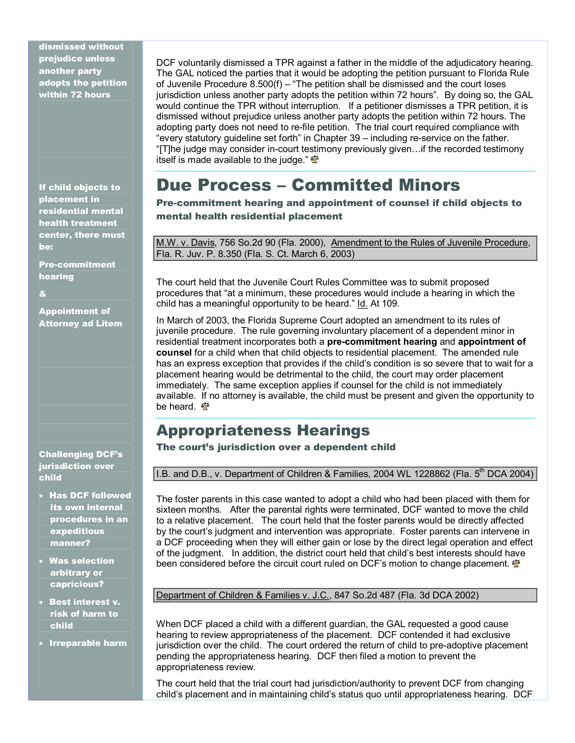**dismissed without prejudice unless another party adopts the petition within 72 hours**

DCF voluntarily dismissed a TPR against a father in the middle of the adjudicatory hearing. The GAL noticed the parties that it would be adopting the petition pursuant to Florida Rule of Juvenile Procedure 8.500(f) – "The petition shall be dismissed and the court loses jurisdiction unless another party adopts the petition within 72 hours". By doing so, the GAL would continue the TPR without interruption. If a petitioner dismisses a TPR petition, it is dismissed without prejudice unless another party adopts the petition within 72 hours. The adopting party does not need to re-file petition. The trial court required compliance with "every statutory guideline set forth" in Chapter 39 – including re-service on the father. "[T]he judge may consider in-court testimony previously given…if the recorded testimony itself is made available to the judge."

**If child objects to placement in residential mental health treatment center, there must be:**

**Pre-commitment hearing**

**&**

**Appointment of Attorney ad Litem**

# Due Process – Committed Minors

### Pre-commitment hearing and appointment of counsel if child objects to mental health residential placement

M.W. v. Davis, 756 So.2d 90 (Fla. 2000), Amendment to the Rules of Juvenile Procedure, Fla. R. Juv. P. 8.350 (Fla. S. Ct. March 6, 2003)

The court held that the Juvenile Court Rules Committee was to submit proposed procedures that "at a minimum, these procedures would include a hearing in which the child has a meaningful opportunity to be heard." Id. At 109.

In March of 2003, the Florida Supreme Court adopted an amendment to its rules of juvenile procedure. The rule governing involuntary placement of a dependent minor in residential treatment incorporates both a **pre-commitment hearing** and **appointment of counsel** for a child when that child objects to residential placement. The amended rule has an express exception that provides if the child's condition is so severe that to wait for a placement hearing would be detrimental to the child, the court may order placement immediately. The same exception applies if counsel for the child is not immediately available. If no attorney is available, the child must be present and given the opportunity to be heard.

**Challenging DCF's jurisdiction over child**

- **Has DCF followed its own internal procedures in an expeditious manner?**
- **Was selection arbitrary or capricious?**
- **Best interest v. risk of harm to child**
- **Irreparable harm**

# Appropriateness Hearings

### The court's jurisdiction over a dependent child

I.B. and D.B., v. Department of Children & Families, 2004 WL 1228862 (Fla. 5th DCA 2004)

The foster parents in this case wanted to adopt a child who had been placed with them for sixteen months. After the parental rights were terminated, DCF wanted to move the child to a relative placement. The court held that the foster parents would be directly affected by the court's judgment and intervention was appropriate. Foster parents can intervene in a DCF proceeding when they will either gain or lose by the direct legal operation and effect of the judgment. In addition, the district court held that child's best interests should have been considered before the circuit court ruled on DCF's motion to change placement.

Department of Children & Families v. J.C., 847 So.2d 487 (Fla. 3d DCA 2002)

When DCF placed a child with a different guardian, the GAL requested a good cause hearing to review appropriateness of the placement. DCF contended it had exclusive jurisdiction over the child. The court ordered the return of child to pre-adoptive placement pending the appropriateness hearing. DCF then filed a motion to prevent the appropriateness review.

The court held that the trial court had jurisdiction/authority to prevent DCF from changing child's placement and in maintaining child's status quo until appropriateness hearing. DCF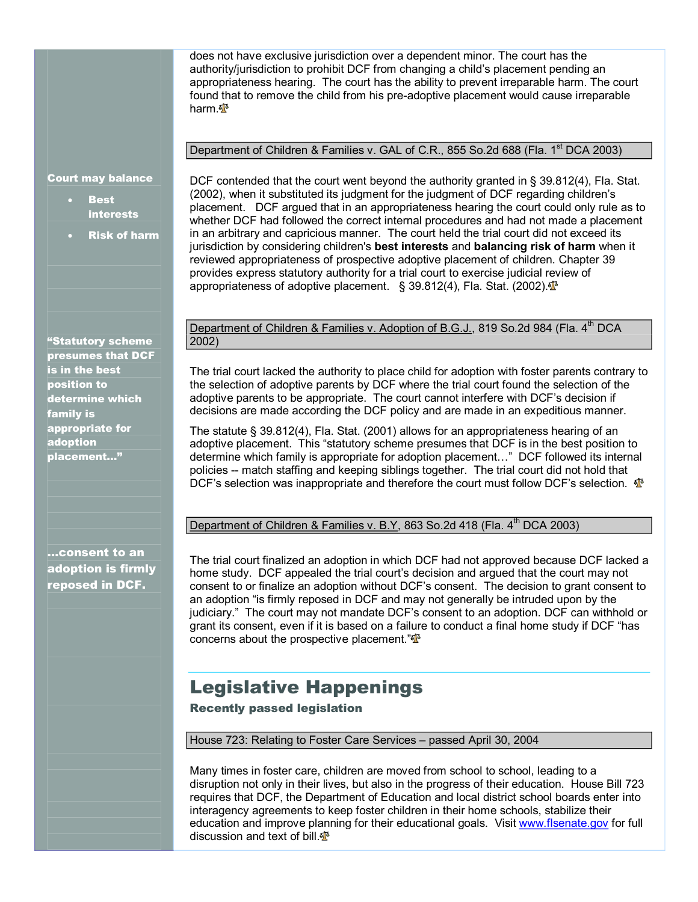does not have exclusive jurisdiction over a dependent minor. The court has the authority/jurisdiction to prohibit DCF from changing a child's placement pending an appropriateness hearing. The court has the ability to prevent irreparable harm. The court found that to remove the child from his pre-adoptive placement would cause irreparable harm.

**Department of Children & Families v. GAL of C.R., 855 So.2d 688 (Fla. 1st DCA 2003)**

**Court may balance**
- **Best interests**
- **Risk of harm**

DCF contended that the court went beyond the authority granted in § 39.812(4), Fla. Stat. (2002), when it substituted its judgment for the judgment of DCF regarding children's placement. DCF argued that in an appropriateness hearing the court could only rule as to whether DCF had followed the correct internal procedures and had not made a placement in an arbitrary and capricious manner. The court held the trial court did not exceed its jurisdiction by considering children's **best interests** and **balancing risk of harm** when it reviewed appropriateness of prospective adoptive placement of children. Chapter 39 provides express statutory authority for a trial court to exercise judicial review of appropriateness of adoptive placement. § 39.812(4), Fla. Stat. (2002).

**Department of Children & Families v. Adoption of B.G.J., 819 So.2d 984 (Fla. 4th DCA 2002)**

**"Statutory scheme presumes that DCF is in the best position to determine which family is appropriate for adoption placement..."**

The trial court lacked the authority to place child for adoption with foster parents contrary to the selection of adoptive parents by DCF where the trial court found the selection of the adoptive parents to be appropriate. The court cannot interfere with DCF's decision if decisions are made according the DCF policy and are made in an expeditious manner.

The statute § 39.812(4), Fla. Stat. (2001) allows for an appropriateness hearing of an adoptive placement. This "statutory scheme presumes that DCF is in the best position to determine which family is appropriate for adoption placement..." DCF followed its internal policies -- match staffing and keeping siblings together. The trial court did not hold that DCF's selection was inappropriate and therefore the court must follow DCF's selection.

**Department of Children & Families v. B.Y, 863 So.2d 418 (Fla. 4th DCA 2003)**

**...consent to an adoption is firmly reposed in DCF.**

The trial court finalized an adoption in which DCF had not approved because DCF lacked a home study. DCF appealed the trial court's decision and argued that the court may not consent to or finalize an adoption without DCF's consent. The decision to grant consent to an adoption "is firmly reposed in DCF and may not generally be intruded upon by the judiciary." The court may not mandate DCF's consent to an adoption. DCF can withhold or grant its consent, even if it is based on a failure to conduct a final home study if DCF "has concerns about the prospective placement."

# Legislative Happenings

### Recently passed legislation

**House 723: Relating to Foster Care Services – passed April 30, 2004**

Many times in foster care, children are moved from school to school, leading to a disruption not only in their lives, but also in the progress of their education. House Bill 723 requires that DCF, the Department of Education and local district school boards enter into interagency agreements to keep foster children in their home schools, stabilize their education and improve planning for their educational goals. Visit www.flsenate.gov for full discussion and text of bill.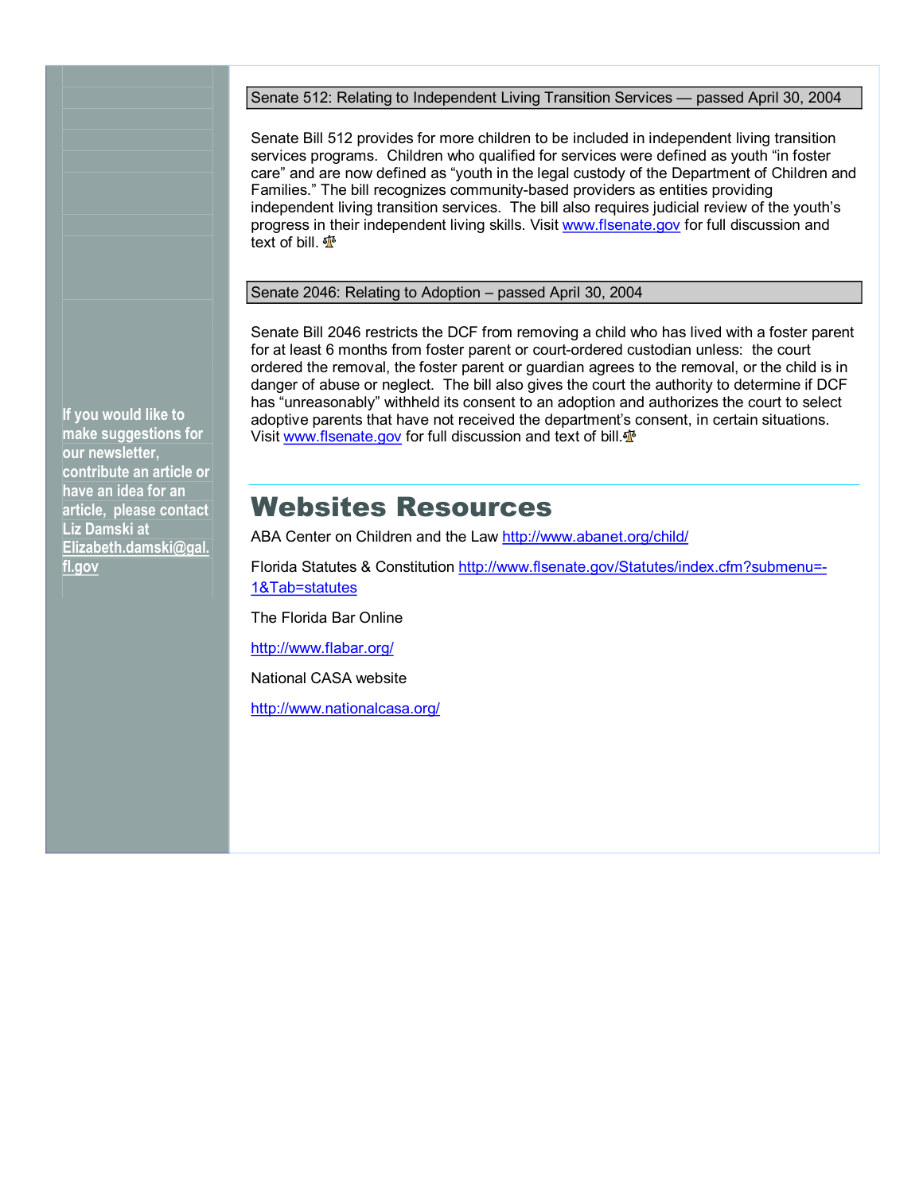### Senate 512: Relating to Independent Living Transition Services — passed April 30, 2004

Senate Bill 512 provides for more children to be included in independent living transition services programs. Children who qualified for services were defined as youth "in foster care" and are now defined as "youth in the legal custody of the Department of Children and Families." The bill recognizes community-based providers as entities providing independent living transition services. The bill also requires judicial review of the youth's progress in their independent living skills. Visit www.flsenate.gov for full discussion and text of bill.

### Senate 2046: Relating to Adoption – passed April 30, 2004

Senate Bill 2046 restricts the DCF from removing a child who has lived with a foster parent for at least 6 months from foster parent or court-ordered custodian unless: the court ordered the removal, the foster parent or guardian agrees to the removal, or the child is in danger of abuse or neglect. The bill also gives the court the authority to determine if DCF has "unreasonably" withheld its consent to an adoption and authorizes the court to select adoptive parents that have not received the department's consent, in certain situations. Visit www.flsenate.gov for full discussion and text of bill.

## Websites Resources

ABA Center on Children and the Law http://www.abanet.org/child/

Florida Statutes & Constitution http://www.flsenate.gov/Statutes/index.cfm?submenu=-1&Tab=statutes

The Florida Bar Online

http://www.flabar.org/

National CASA website

http://www.nationalcasa.org/

**If you would like to make suggestions for our newsletter, contribute an article or have an idea for an article, please contact Liz Damski at Elizabeth.damski@gal.fl.gov**